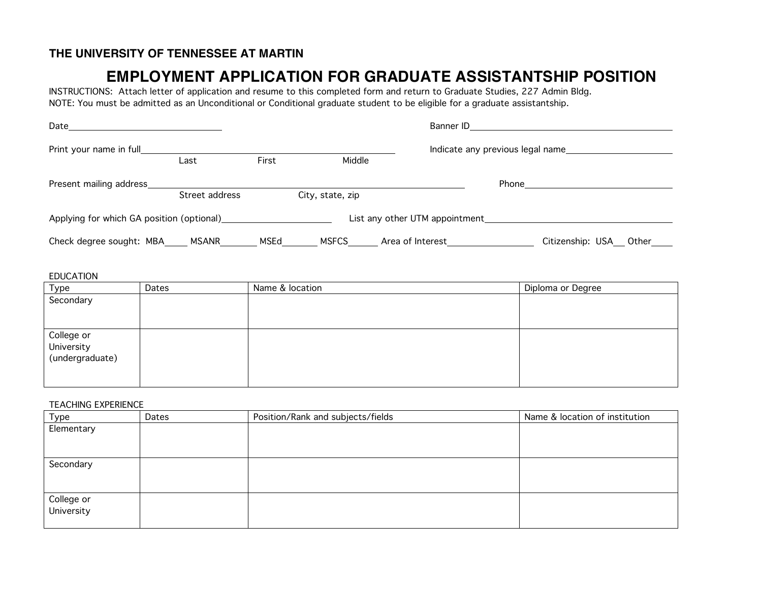**THE UNIVERSITY OF TENNESSEE AT MARTIN**

# EMPLOYMENT APPLICATION FOR GRADUATE ASSISTANTSHIP POSITION

INSTRUCTIONS: Attach letter of application and resume to this completed form and return to Graduate Studies, 227 Admin Bldg.
NOTE: You must be admitted as an Unconditional or Conditional graduate student to be eligible for a graduate assistantship.

Date______________________________ Banner ID______________________________

Print your name in full__________________________________________ Indicate any previous legal name____________________
Last First Middle

Present mailing address__________________________________________________ Phone______________________________
Street address City, state, zip

Applying for which GA position (optional)____________________ List any other UTM appointment______________________________

Check degree sought: MBA_____ MSANR_______ MSEd_______ MSFCS______ Area of Interest________________ Citizenship: USA__ Other____

EDUCATION

| Type | Dates | Name & location | Diploma or Degree |
| --- | --- | --- | --- |
| Secondary | | | |
| College or University (undergraduate) | | | |

TEACHING EXPERIENCE

| Type | Dates | Position/Rank and subjects/fields | Name & location of institution |
| --- | --- | --- | --- |
| Elementary | | | |
| Secondary | | | |
| College or University | | | |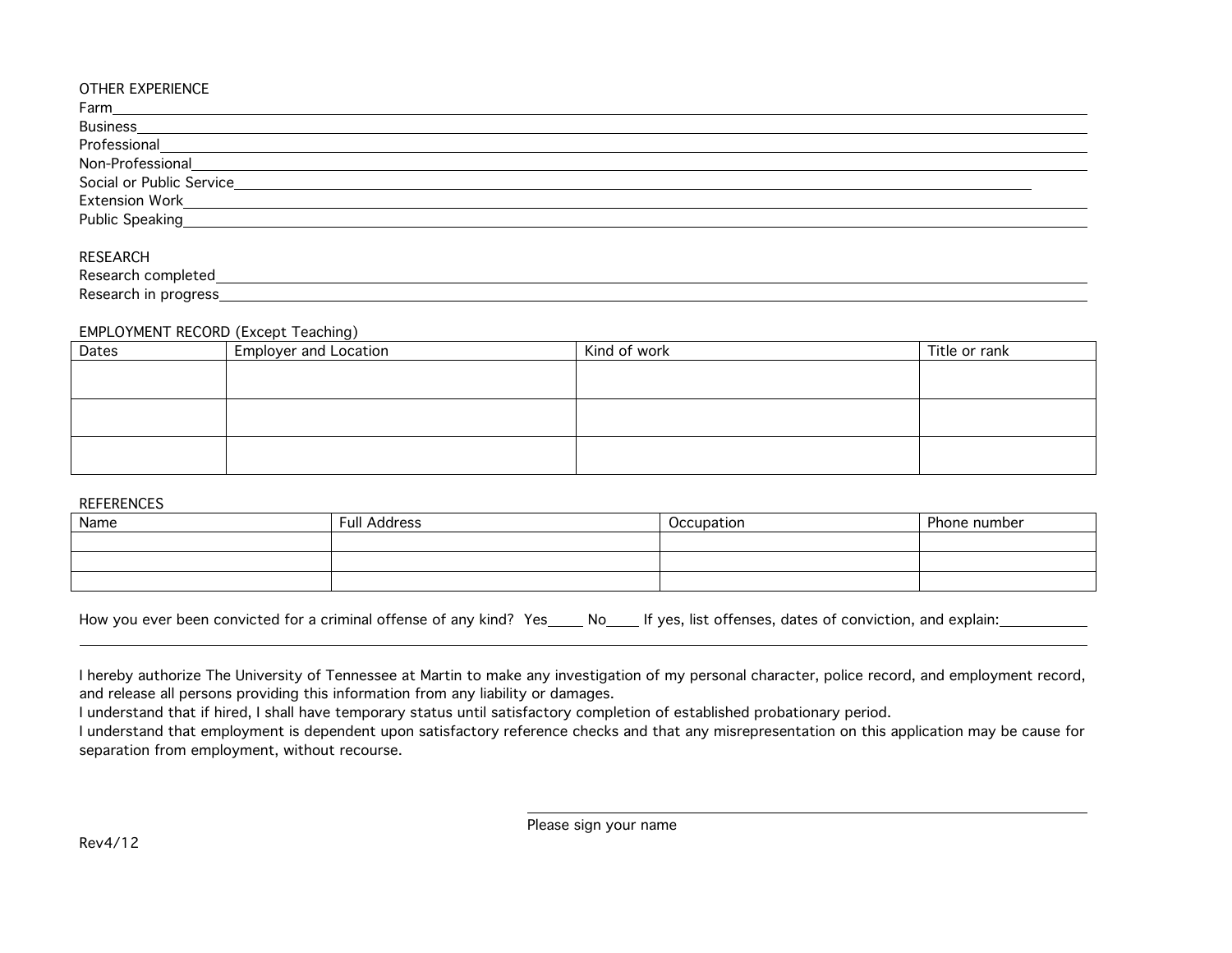OTHER EXPERIENCE

Farm\_\_\_\_\_\_\_\_\_\_\_\_\_\_\_\_\_\_\_\_\_\_\_\_\_\_\_\_\_\_\_\_\_\_\_\_\_\_\_\_

Business\_\_\_\_\_\_\_\_\_\_\_\_\_\_\_\_\_\_\_\_\_\_\_\_\_\_\_\_\_\_\_\_\_\_\_\_\_\_\_\_

Professional\_\_\_\_\_\_\_\_\_\_\_\_\_\_\_\_\_\_\_\_\_\_\_\_\_\_\_\_\_\_\_\_\_\_\_\_\_\_\_\_

Non-Professional\_\_\_\_\_\_\_\_\_\_\_\_\_\_\_\_\_\_\_\_\_\_\_\_\_\_\_\_\_\_\_\_\_\_\_\_\_\_\_\_

Social or Public Service\_\_\_\_\_\_\_\_\_\_\_\_\_\_\_\_\_\_\_\_\_\_\_\_\_\_\_\_\_\_\_\_\_\_\_\_\_\_\_\_

Extension Work\_\_\_\_\_\_\_\_\_\_\_\_\_\_\_\_\_\_\_\_\_\_\_\_\_\_\_\_\_\_\_\_\_\_\_\_\_\_\_\_

Public Speaking\_\_\_\_\_\_\_\_\_\_\_\_\_\_\_\_\_\_\_\_\_\_\_\_\_\_\_\_\_\_\_\_\_\_\_\_\_\_\_\_

RESEARCH

Research completed\_\_\_\_\_\_\_\_\_\_\_\_\_\_\_\_\_\_\_\_\_\_\_\_\_\_\_\_\_\_\_\_\_\_\_\_\_\_\_\_

Research in progress\_\_\_\_\_\_\_\_\_\_\_\_\_\_\_\_\_\_\_\_\_\_\_\_\_\_\_\_\_\_\_\_\_\_\_\_\_\_\_\_

EMPLOYMENT RECORD (Except Teaching)

| Dates | Employer and Location | Kind of work | Title or rank |
|---|---|---|---|
| | | | |
| | | | |
| | | | |

REFERENCES

| Name | Full Address | Occupation | Phone number |
|---|---|---|---|
| | | | |
| | | | |
| | | | |

How you ever been convicted for a criminal offense of any kind? Yes\_\_\_\_ No\_\_\_\_ If yes, list offenses, dates of conviction, and explain:\_\_\_\_\_\_\_\_\_\_\_

\_\_\_\_\_\_\_\_\_\_\_\_\_\_\_\_\_\_\_\_\_\_\_\_\_\_\_\_\_\_\_\_\_\_\_\_\_\_\_\_

I hereby authorize The University of Tennessee at Martin to make any investigation of my personal character, police record, and employment record, and release all persons providing this information from any liability or damages.

I understand that if hired, I shall have temporary status until satisfactory completion of established probationary period.

I understand that employment is dependent upon satisfactory reference checks and that any misrepresentation on this application may be cause for separation from employment, without recourse.

\_\_\_\_\_\_\_\_\_\_\_\_\_\_\_\_\_\_\_\_\_\_\_\_\_\_\_\_\_\_\_\_\_\_\_\_\_\_\_\_

Please sign your name

Rev4/12